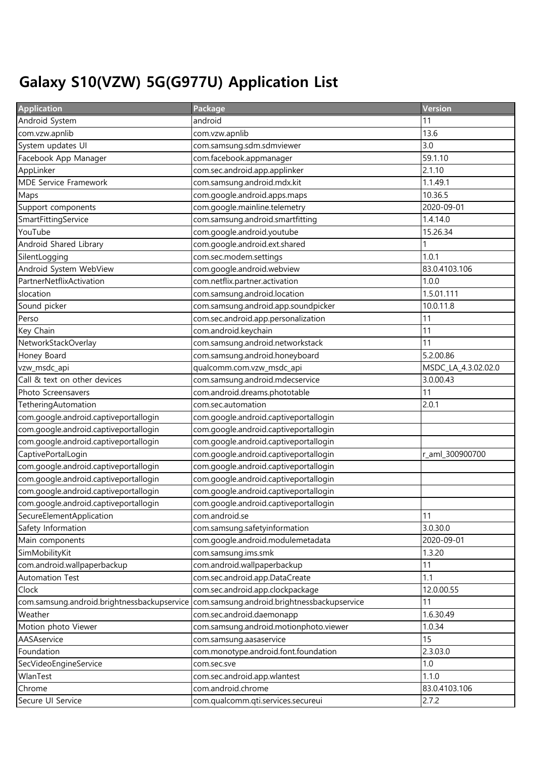# Galaxy S10(VZW) 5G(G977U) Application List

| Application | Package | Version |
|---|---|---|
| Android System | android | 11 |
| com.vzw.apnlib | com.vzw.apnlib | 13.6 |
| System updates UI | com.samsung.sdm.sdmviewer | 3.0 |
| Facebook App Manager | com.facebook.appmanager | 59.1.10 |
| AppLinker | com.sec.android.app.applinker | 2.1.10 |
| MDE Service Framework | com.samsung.android.mdx.kit | 1.1.49.1 |
| Maps | com.google.android.apps.maps | 10.36.5 |
| Support components | com.google.mainline.telemetry | 2020-09-01 |
| SmartFittingService | com.samsung.android.smartfitting | 1.4.14.0 |
| YouTube | com.google.android.youtube | 15.26.34 |
| Android Shared Library | com.google.android.ext.shared | 1 |
| SilentLogging | com.sec.modem.settings | 1.0.1 |
| Android System WebView | com.google.android.webview | 83.0.4103.106 |
| PartnerNetflixActivation | com.netflix.partner.activation | 1.0.0 |
| slocation | com.samsung.android.location | 1.5.01.111 |
| Sound picker | com.samsung.android.app.soundpicker | 10.0.11.8 |
| Perso | com.sec.android.app.personalization | 11 |
| Key Chain | com.android.keychain | 11 |
| NetworkStackOverlay | com.samsung.android.networkstack | 11 |
| Honey Board | com.samsung.android.honeyboard | 5.2.00.86 |
| vzw_msdc_api | qualcomm.com.vzw_msdc_api | MSDC_LA_4.3.02.02.0 |
| Call & text on other devices | com.samsung.android.mdecservice | 3.0.00.43 |
| Photo Screensavers | com.android.dreams.phototable | 11 |
| TetheringAutomation | com.sec.automation | 2.0.1 |
| com.google.android.captiveportallogin | com.google.android.captiveportallogin | |
| com.google.android.captiveportallogin | com.google.android.captiveportallogin | |
| com.google.android.captiveportallogin | com.google.android.captiveportallogin | |
| CaptivePortalLogin | com.google.android.captiveportallogin | r_aml_300900700 |
| com.google.android.captiveportallogin | com.google.android.captiveportallogin | |
| com.google.android.captiveportallogin | com.google.android.captiveportallogin | |
| com.google.android.captiveportallogin | com.google.android.captiveportallogin | |
| com.google.android.captiveportallogin | com.google.android.captiveportallogin | |
| SecureElementApplication | com.android.se | 11 |
| Safety Information | com.samsung.safetyinformation | 3.0.30.0 |
| Main components | com.google.android.modulemetadata | 2020-09-01 |
| SimMobilityKit | com.samsung.ims.smk | 1.3.20 |
| com.android.wallpaperbackup | com.android.wallpaperbackup | 11 |
| Automation Test | com.sec.android.app.DataCreate | 1.1 |
| Clock | com.sec.android.app.clockpackage | 12.0.00.55 |
| com.samsung.android.brightnessbackupservice | com.samsung.android.brightnessbackupservice | 11 |
| Weather | com.sec.android.daemonapp | 1.6.30.49 |
| Motion photo Viewer | com.samsung.android.motionphoto.viewer | 1.0.34 |
| AASAservice | com.samsung.aasaservice | 15 |
| Foundation | com.monotype.android.font.foundation | 2.3.03.0 |
| SecVideoEngineService | com.sec.sve | 1.0 |
| WlanTest | com.sec.android.app.wlantest | 1.1.0 |
| Chrome | com.android.chrome | 83.0.4103.106 |
| Secure UI Service | com.qualcomm.qti.services.secureui | 2.7.2 |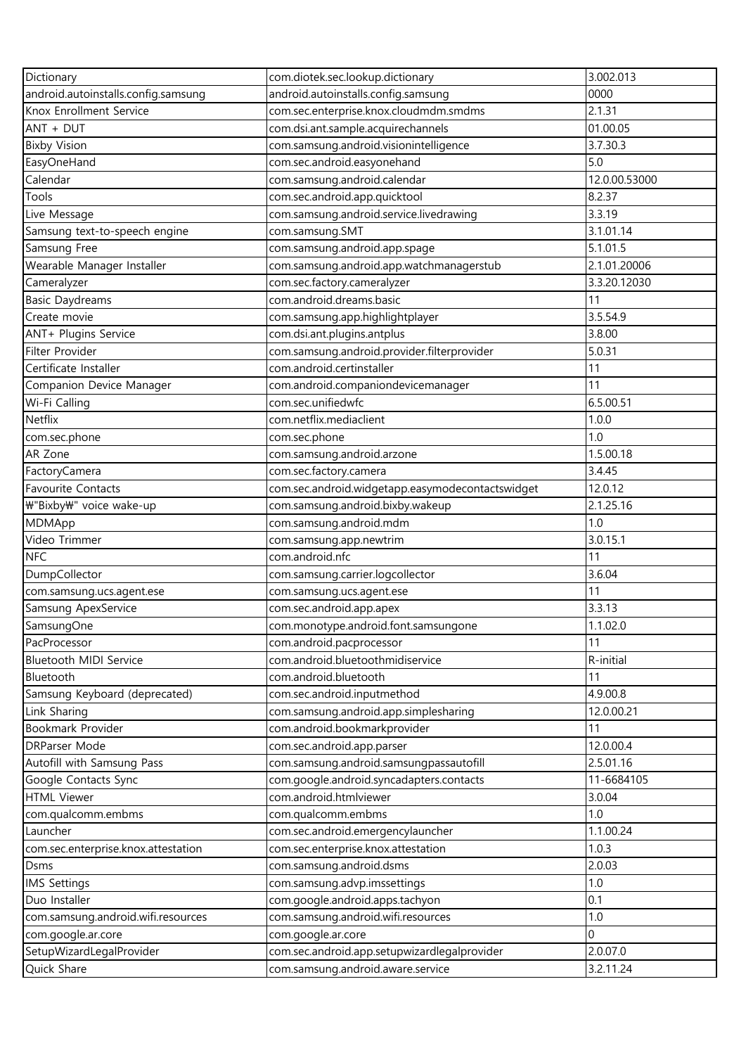| Dictionary | com.diotek.sec.lookup.dictionary | 3.002.013 |
|---|---|---|
| android.autoinstalls.config.samsung | android.autoinstalls.config.samsung | 0000 |
| Knox Enrollment Service | com.sec.enterprise.knox.cloudmdm.smdms | 2.1.31 |
| ANT + DUT | com.dsi.ant.sample.acquirechannels | 01.00.05 |
| Bixby Vision | com.samsung.android.visionintelligence | 3.7.30.3 |
| EasyOneHand | com.sec.android.easyonehand | 5.0 |
| Calendar | com.samsung.android.calendar | 12.0.00.53000 |
| Tools | com.sec.android.app.quicktool | 8.2.37 |
| Live Message | com.samsung.android.service.livedrawing | 3.3.19 |
| Samsung text-to-speech engine | com.samsung.SMT | 3.1.01.14 |
| Samsung Free | com.samsung.android.app.spage | 5.1.01.5 |
| Wearable Manager Installer | com.samsung.android.app.watchmanagerstub | 2.1.01.20006 |
| Cameralyzer | com.sec.factory.cameralyzer | 3.3.20.12030 |
| Basic Daydreams | com.android.dreams.basic | 11 |
| Create movie | com.samsung.app.highlightplayer | 3.5.54.9 |
| ANT+ Plugins Service | com.dsi.ant.plugins.antplus | 3.8.00 |
| Filter Provider | com.samsung.android.provider.filterprovider | 5.0.31 |
| Certificate Installer | com.android.certinstaller | 11 |
| Companion Device Manager | com.android.companiondevicemanager | 11 |
| Wi-Fi Calling | com.sec.unifiedwfc | 6.5.00.51 |
| Netflix | com.netflix.mediaclient | 1.0.0 |
| com.sec.phone | com.sec.phone | 1.0 |
| AR Zone | com.samsung.android.arzone | 1.5.00.18 |
| FactoryCamera | com.sec.factory.camera | 3.4.45 |
| Favourite Contacts | com.sec.android.widgetapp.easymodecontactswidget | 12.0.12 |
| ₩"Bixby₩" voice wake-up | com.samsung.android.bixby.wakeup | 2.1.25.16 |
| MDMApp | com.samsung.android.mdm | 1.0 |
| Video Trimmer | com.samsung.app.newtrim | 3.0.15.1 |
| NFC | com.android.nfc | 11 |
| DumpCollector | com.samsung.carrier.logcollector | 3.6.04 |
| com.samsung.ucs.agent.ese | com.samsung.ucs.agent.ese | 11 |
| Samsung ApexService | com.sec.android.app.apex | 3.3.13 |
| SamsungOne | com.monotype.android.font.samsungone | 1.1.02.0 |
| PacProcessor | com.android.pacprocessor | 11 |
| Bluetooth MIDI Service | com.android.bluetoothmidiservice | R-initial |
| Bluetooth | com.android.bluetooth | 11 |
| Samsung Keyboard (deprecated) | com.sec.android.inputmethod | 4.9.00.8 |
| Link Sharing | com.samsung.android.app.simplesharing | 12.0.00.21 |
| Bookmark Provider | com.android.bookmarkprovider | 11 |
| DRParser Mode | com.sec.android.app.parser | 12.0.00.4 |
| Autofill with Samsung Pass | com.samsung.android.samsungpassautofill | 2.5.01.16 |
| Google Contacts Sync | com.google.android.syncadapters.contacts | 11-6684105 |
| HTML Viewer | com.android.htmlviewer | 3.0.04 |
| com.qualcomm.embms | com.qualcomm.embms | 1.0 |
| Launcher | com.sec.android.emergencylauncher | 1.1.00.24 |
| com.sec.enterprise.knox.attestation | com.sec.enterprise.knox.attestation | 1.0.3 |
| Dsms | com.samsung.android.dsms | 2.0.03 |
| IMS Settings | com.samsung.advp.imssettings | 1.0 |
| Duo Installer | com.google.android.apps.tachyon | 0.1 |
| com.samsung.android.wifi.resources | com.samsung.android.wifi.resources | 1.0 |
| com.google.ar.core | com.google.ar.core | 0 |
| SetupWizardLegalProvider | com.sec.android.app.setupwizardlegalprovider | 2.0.07.0 |
| Quick Share | com.samsung.android.aware.service | 3.2.11.24 |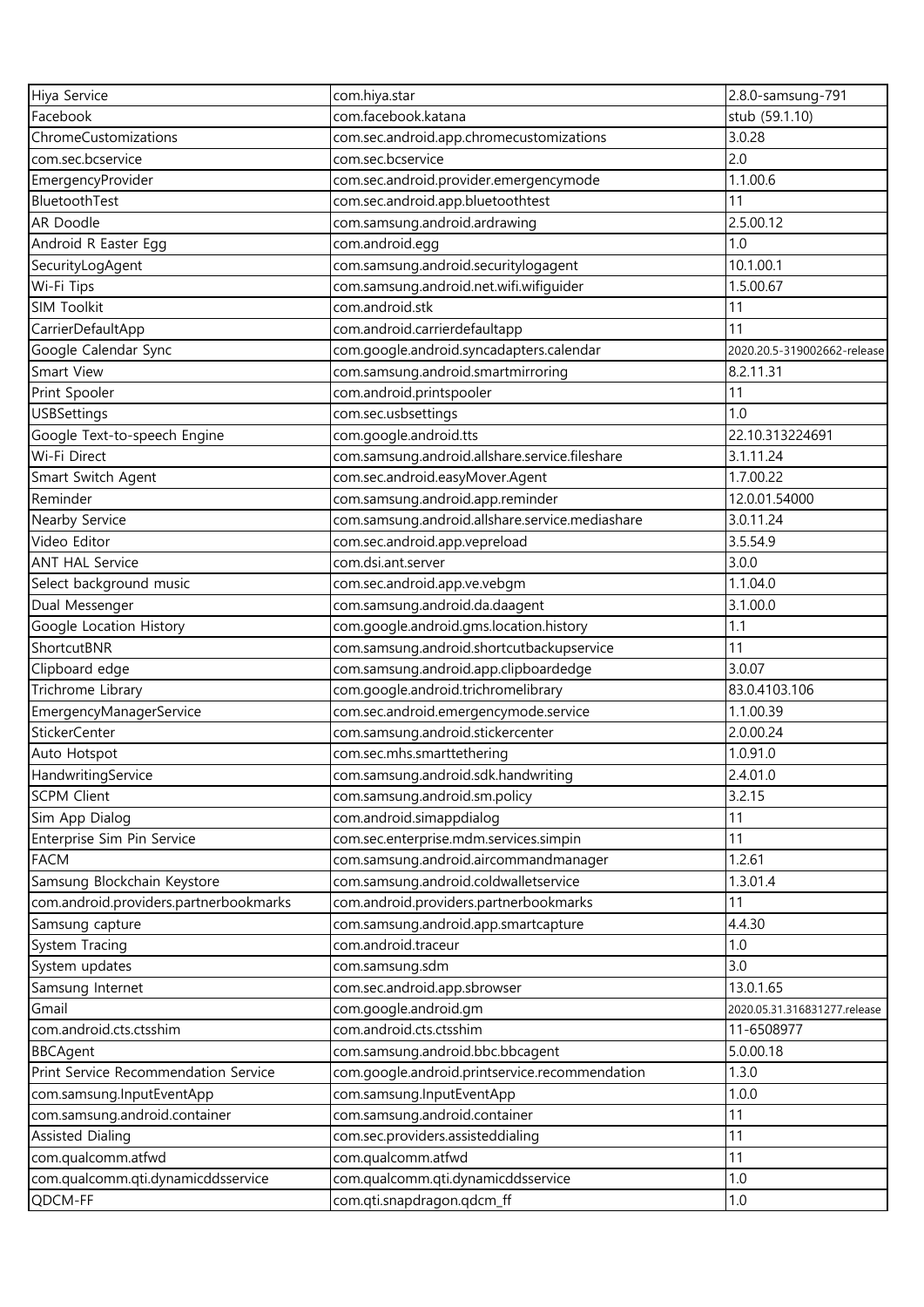| Hiya Service | com.hiya.star | 2.8.0-samsung-791 |
|---|---|---|
| Facebook | com.facebook.katana | stub (59.1.10) |
| ChromeCustomizations | com.sec.android.app.chromecustomizations | 3.0.28 |
| com.sec.bcservice | com.sec.bcservice | 2.0 |
| EmergencyProvider | com.sec.android.provider.emergencymode | 1.1.00.6 |
| BluetoothTest | com.sec.android.app.bluetoothtest | 11 |
| AR Doodle | com.samsung.android.ardrawing | 2.5.00.12 |
| Android R Easter Egg | com.android.egg | 1.0 |
| SecurityLogAgent | com.samsung.android.securitylogagent | 10.1.00.1 |
| Wi-Fi Tips | com.samsung.android.net.wifi.wifiguider | 1.5.00.67 |
| SIM Toolkit | com.android.stk | 11 |
| CarrierDefaultApp | com.android.carrierdefaultapp | 11 |
| Google Calendar Sync | com.google.android.syncadapters.calendar | 2020.20.5-319002662-release |
| Smart View | com.samsung.android.smartmirroring | 8.2.11.31 |
| Print Spooler | com.android.printspooler | 11 |
| USBSettings | com.sec.usbsettings | 1.0 |
| Google Text-to-speech Engine | com.google.android.tts | 22.10.313224691 |
| Wi-Fi Direct | com.samsung.android.allshare.service.fileshare | 3.1.11.24 |
| Smart Switch Agent | com.sec.android.easyMover.Agent | 1.7.00.22 |
| Reminder | com.samsung.android.app.reminder | 12.0.01.54000 |
| Nearby Service | com.samsung.android.allshare.service.mediashare | 3.0.11.24 |
| Video Editor | com.sec.android.app.vepreload | 3.5.54.9 |
| ANT HAL Service | com.dsi.ant.server | 3.0.0 |
| Select background music | com.sec.android.app.ve.vebgm | 1.1.04.0 |
| Dual Messenger | com.samsung.android.da.daagent | 3.1.00.0 |
| Google Location History | com.google.android.gms.location.history | 1.1 |
| ShortcutBNR | com.samsung.android.shortcutbackupservice | 11 |
| Clipboard edge | com.samsung.android.app.clipboardedge | 3.0.07 |
| Trichrome Library | com.google.android.trichromelibrary | 83.0.4103.106 |
| EmergencyManagerService | com.sec.android.emergencymode.service | 1.1.00.39 |
| StickerCenter | com.samsung.android.stickercenter | 2.0.00.24 |
| Auto Hotspot | com.sec.mhs.smarttethering | 1.0.91.0 |
| HandwritingService | com.samsung.android.sdk.handwriting | 2.4.01.0 |
| SCPM Client | com.samsung.android.sm.policy | 3.2.15 |
| Sim App Dialog | com.android.simappdialog | 11 |
| Enterprise Sim Pin Service | com.sec.enterprise.mdm.services.simpin | 11 |
| FACM | com.samsung.android.aircommandmanager | 1.2.61 |
| Samsung Blockchain Keystore | com.samsung.android.coldwalletservice | 1.3.01.4 |
| com.android.providers.partnerbookmarks | com.android.providers.partnerbookmarks | 11 |
| Samsung capture | com.samsung.android.app.smartcapture | 4.4.30 |
| System Tracing | com.android.traceur | 1.0 |
| System updates | com.samsung.sdm | 3.0 |
| Samsung Internet | com.sec.android.app.sbrowser | 13.0.1.65 |
| Gmail | com.google.android.gm | 2020.05.31.316831277.release |
| com.android.cts.ctsshim | com.android.cts.ctsshim | 11-6508977 |
| BBCAgent | com.samsung.android.bbc.bbcagent | 5.0.00.18 |
| Print Service Recommendation Service | com.google.android.printservice.recommendation | 1.3.0 |
| com.samsung.InputEventApp | com.samsung.InputEventApp | 1.0.0 |
| com.samsung.android.container | com.samsung.android.container | 11 |
| Assisted Dialing | com.sec.providers.assisteddialing | 11 |
| com.qualcomm.atfwd | com.qualcomm.atfwd | 11 |
| com.qualcomm.qti.dynamicddsservice | com.qualcomm.qti.dynamicddsservice | 1.0 |
| QDCM-FF | com.qti.snapdragon.qdcm_ff | 1.0 |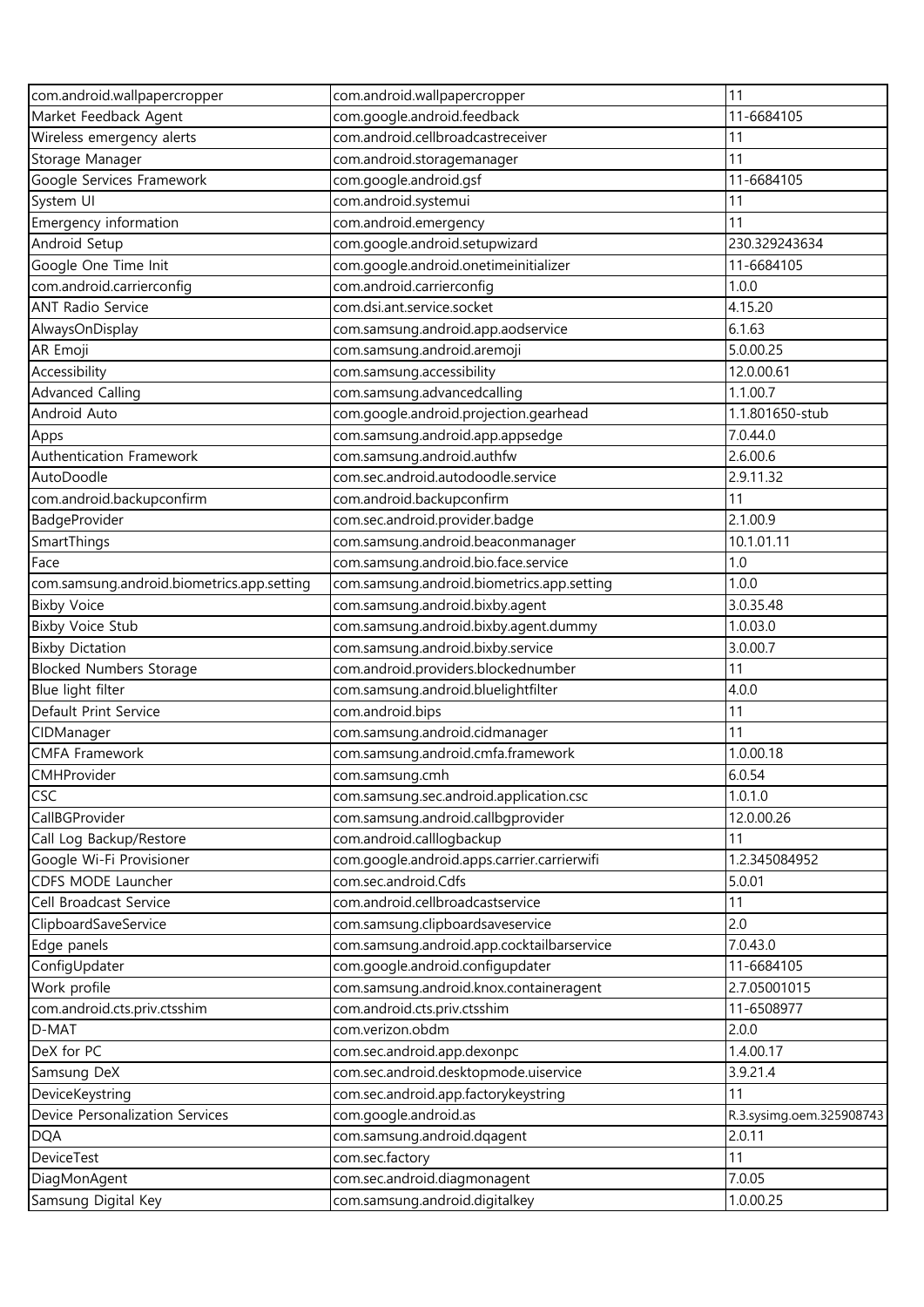| com.android.wallpapercropper | com.android.wallpapercropper | 11 |
|---|---|---|
| Market Feedback Agent | com.google.android.feedback | 11-6684105 |
| Wireless emergency alerts | com.android.cellbroadcastreceiver | 11 |
| Storage Manager | com.android.storagemanager | 11 |
| Google Services Framework | com.google.android.gsf | 11-6684105 |
| System UI | com.android.systemui | 11 |
| Emergency information | com.android.emergency | 11 |
| Android Setup | com.google.android.setupwizard | 230.329243634 |
| Google One Time Init | com.google.android.onetimeinitializer | 11-6684105 |
| com.android.carrierconfig | com.android.carrierconfig | 1.0.0 |
| ANT Radio Service | com.dsi.ant.service.socket | 4.15.20 |
| AlwaysOnDisplay | com.samsung.android.app.aodservice | 6.1.63 |
| AR Emoji | com.samsung.android.aremoji | 5.0.00.25 |
| Accessibility | com.samsung.accessibility | 12.0.00.61 |
| Advanced Calling | com.samsung.advancedcalling | 1.1.00.7 |
| Android Auto | com.google.android.projection.gearhead | 1.1.801650-stub |
| Apps | com.samsung.android.app.appsedge | 7.0.44.0 |
| Authentication Framework | com.samsung.android.authfw | 2.6.00.6 |
| AutoDoodle | com.sec.android.autodoodle.service | 2.9.11.32 |
| com.android.backupconfirm | com.android.backupconfirm | 11 |
| BadgeProvider | com.sec.android.provider.badge | 2.1.00.9 |
| SmartThings | com.samsung.android.beaconmanager | 10.1.01.11 |
| Face | com.samsung.android.bio.face.service | 1.0 |
| com.samsung.android.biometrics.app.setting | com.samsung.android.biometrics.app.setting | 1.0.0 |
| Bixby Voice | com.samsung.android.bixby.agent | 3.0.35.48 |
| Bixby Voice Stub | com.samsung.android.bixby.agent.dummy | 1.0.03.0 |
| Bixby Dictation | com.samsung.android.bixby.service | 3.0.00.7 |
| Blocked Numbers Storage | com.android.providers.blockednumber | 11 |
| Blue light filter | com.samsung.android.bluelightfilter | 4.0.0 |
| Default Print Service | com.android.bips | 11 |
| CIDManager | com.samsung.android.cidmanager | 11 |
| CMFA Framework | com.samsung.android.cmfa.framework | 1.0.00.18 |
| CMHProvider | com.samsung.cmh | 6.0.54 |
| CSC | com.samsung.sec.android.application.csc | 1.0.1.0 |
| CallBGProvider | com.samsung.android.callbgprovider | 12.0.00.26 |
| Call Log Backup/Restore | com.android.calllogbackup | 11 |
| Google Wi-Fi Provisioner | com.google.android.apps.carrier.carrierwifi | 1.2.345084952 |
| CDFS MODE Launcher | com.sec.android.Cdfs | 5.0.01 |
| Cell Broadcast Service | com.android.cellbroadcastservice | 11 |
| ClipboardSaveService | com.samsung.clipboardsaveservice | 2.0 |
| Edge panels | com.samsung.android.app.cocktailbarservice | 7.0.43.0 |
| ConfigUpdater | com.google.android.configupdater | 11-6684105 |
| Work profile | com.samsung.android.knox.containeragent | 2.7.05001015 |
| com.android.cts.priv.ctsshim | com.android.cts.priv.ctsshim | 11-6508977 |
| D-MAT | com.verizon.obdm | 2.0.0 |
| DeX for PC | com.sec.android.app.dexonpc | 1.4.00.17 |
| Samsung DeX | com.sec.android.desktopmode.uiservice | 3.9.21.4 |
| DeviceKeystring | com.sec.android.app.factorykeystring | 11 |
| Device Personalization Services | com.google.android.as | R.3.sysimg.oem.325908743 |
| DQA | com.samsung.android.dqagent | 2.0.11 |
| DeviceTest | com.sec.factory | 11 |
| DiagMonAgent | com.sec.android.diagmonagent | 7.0.05 |
| Samsung Digital Key | com.samsung.android.digitalkey | 1.0.00.25 |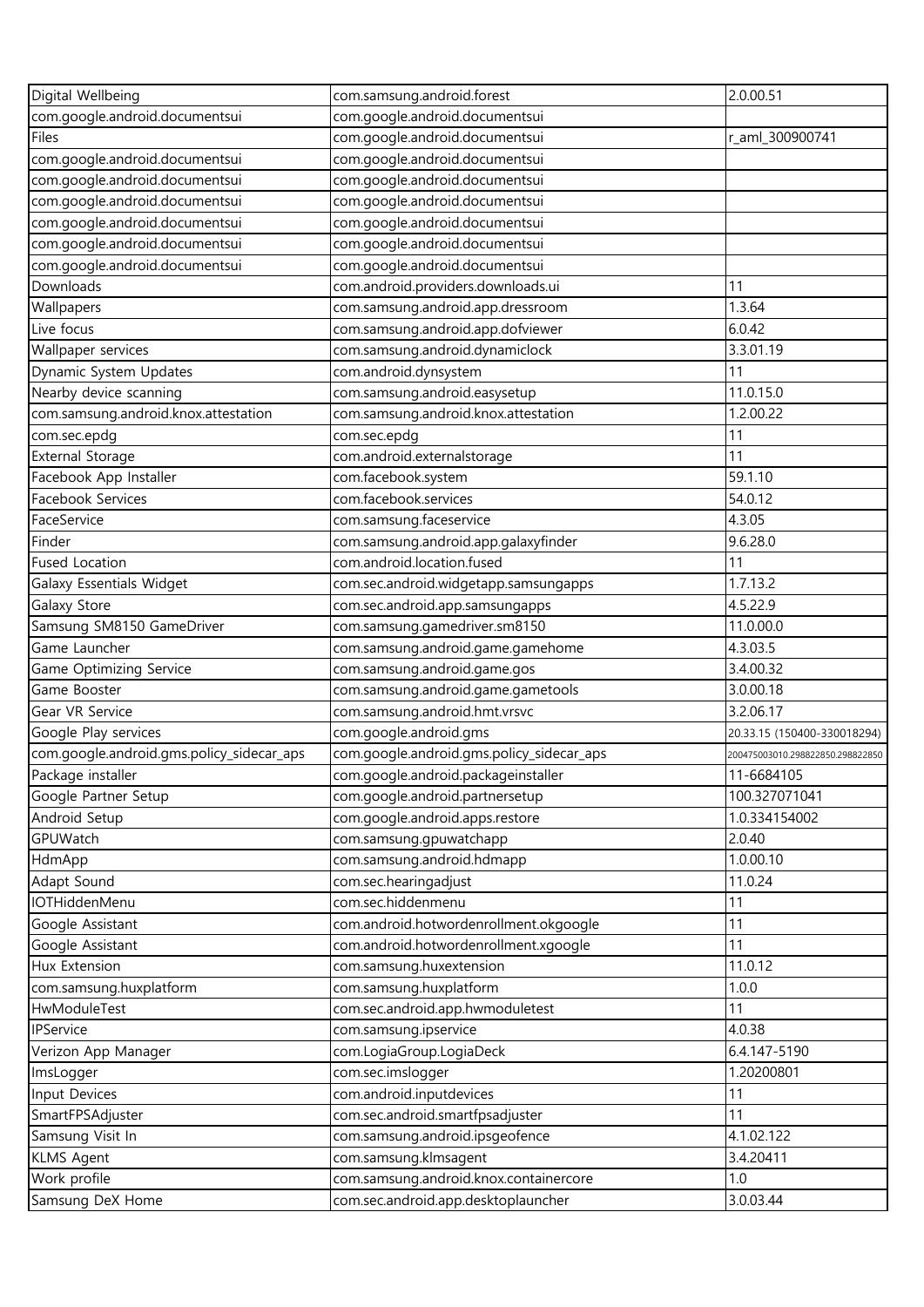| Digital Wellbeing | com.samsung.android.forest | 2.0.00.51 |
|---|---|---|
| com.google.android.documentsui | com.google.android.documentsui | |
| Files | com.google.android.documentsui | r_aml_300900741 |
| com.google.android.documentsui | com.google.android.documentsui | |
| com.google.android.documentsui | com.google.android.documentsui | |
| com.google.android.documentsui | com.google.android.documentsui | |
| com.google.android.documentsui | com.google.android.documentsui | |
| com.google.android.documentsui | com.google.android.documentsui | |
| com.google.android.documentsui | com.google.android.documentsui | |
| Downloads | com.android.providers.downloads.ui | 11 |
| Wallpapers | com.samsung.android.app.dressroom | 1.3.64 |
| Live focus | com.samsung.android.app.dofviewer | 6.0.42 |
| Wallpaper services | com.samsung.android.dynamiclock | 3.3.01.19 |
| Dynamic System Updates | com.android.dynsystem | 11 |
| Nearby device scanning | com.samsung.android.easysetup | 11.0.15.0 |
| com.samsung.android.knox.attestation | com.samsung.android.knox.attestation | 1.2.00.22 |
| com.sec.epdg | com.sec.epdg | 11 |
| External Storage | com.android.externalstorage | 11 |
| Facebook App Installer | com.facebook.system | 59.1.10 |
| Facebook Services | com.facebook.services | 54.0.12 |
| FaceService | com.samsung.faceservice | 4.3.05 |
| Finder | com.samsung.android.app.galaxyfinder | 9.6.28.0 |
| Fused Location | com.android.location.fused | 11 |
| Galaxy Essentials Widget | com.sec.android.widgetapp.samsungapps | 1.7.13.2 |
| Galaxy Store | com.sec.android.app.samsungapps | 4.5.22.9 |
| Samsung SM8150 GameDriver | com.samsung.gamedriver.sm8150 | 11.0.00.0 |
| Game Launcher | com.samsung.android.game.gamehome | 4.3.03.5 |
| Game Optimizing Service | com.samsung.android.game.gos | 3.4.00.32 |
| Game Booster | com.samsung.android.game.gametools | 3.0.00.18 |
| Gear VR Service | com.samsung.android.hmt.vrsvc | 3.2.06.17 |
| Google Play services | com.google.android.gms | 20.33.15 (150400-330018294) |
| com.google.android.gms.policy_sidecar_aps | com.google.android.gms.policy_sidecar_aps | 200475003010.298822850.298822850 |
| Package installer | com.google.android.packageinstaller | 11-6684105 |
| Google Partner Setup | com.google.android.partnersetup | 100.327071041 |
| Android Setup | com.google.android.apps.restore | 1.0.334154002 |
| GPUWatch | com.samsung.gpuwatchapp | 2.0.40 |
| HdmApp | com.samsung.android.hdmapp | 1.0.00.10 |
| Adapt Sound | com.sec.hearingadjust | 11.0.24 |
| IOTHiddenMenu | com.sec.hiddenmenu | 11 |
| Google Assistant | com.android.hotwordenrollment.okgoogle | 11 |
| Google Assistant | com.android.hotwordenrollment.xgoogle | 11 |
| Hux Extension | com.samsung.huxextension | 11.0.12 |
| com.samsung.huxplatform | com.samsung.huxplatform | 1.0.0 |
| HwModuleTest | com.sec.android.app.hwmoduletest | 11 |
| IPService | com.samsung.ipservice | 4.0.38 |
| Verizon App Manager | com.LogiaGroup.LogiaDeck | 6.4.147-5190 |
| ImsLogger | com.sec.imslogger | 1.20200801 |
| Input Devices | com.android.inputdevices | 11 |
| SmartFPSAdjuster | com.sec.android.smartfpsadjuster | 11 |
| Samsung Visit In | com.samsung.android.ipsgeofence | 4.1.02.122 |
| KLMS Agent | com.samsung.klmsagent | 3.4.20411 |
| Work profile | com.samsung.android.knox.containercore | 1.0 |
| Samsung DeX Home | com.sec.android.app.desktoplauncher | 3.0.03.44 |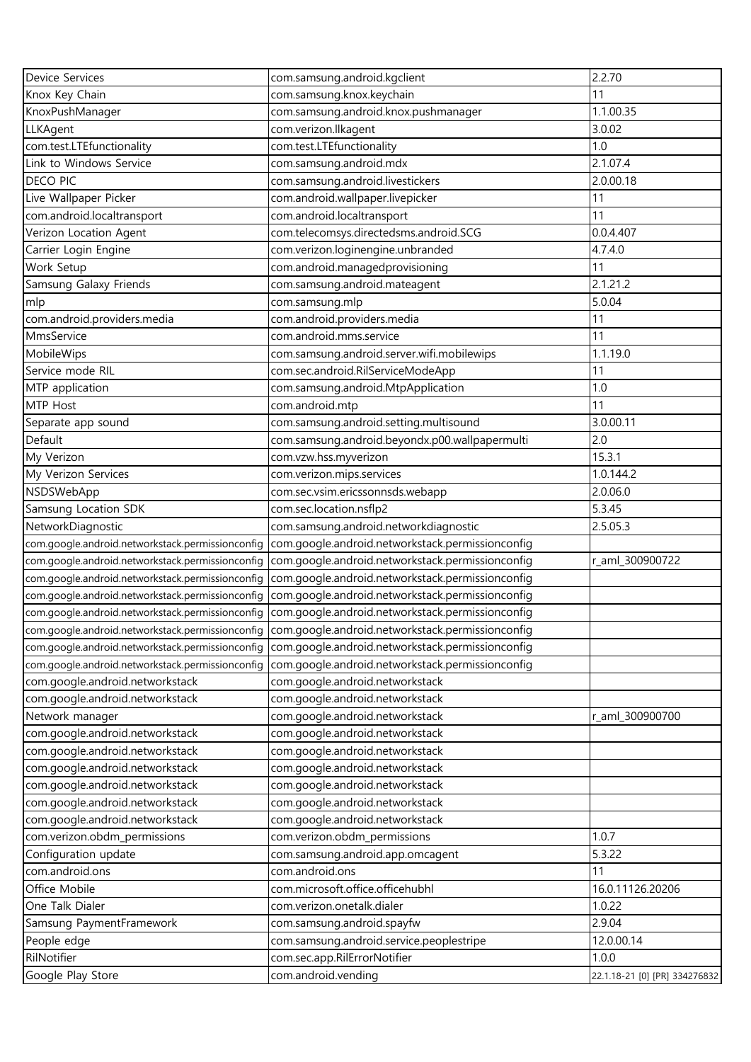| Device Services | com.samsung.android.kgclient | 2.2.70 |
|---|---|---|
| Knox Key Chain | com.samsung.knox.keychain | 11 |
| KnoxPushManager | com.samsung.android.knox.pushmanager | 1.1.00.35 |
| LLKAgent | com.verizon.llkagent | 3.0.02 |
| com.test.LTEfunctionality | com.test.LTEfunctionality | 1.0 |
| Link to Windows Service | com.samsung.android.mdx | 2.1.07.4 |
| DECO PIC | com.samsung.android.livestickers | 2.0.00.18 |
| Live Wallpaper Picker | com.android.wallpaper.livepicker | 11 |
| com.android.localtransport | com.android.localtransport | 11 |
| Verizon Location Agent | com.telecomsys.directedsms.android.SCG | 0.0.4.407 |
| Carrier Login Engine | com.verizon.loginengine.unbranded | 4.7.4.0 |
| Work Setup | com.android.managedprovisioning | 11 |
| Samsung Galaxy Friends | com.samsung.android.mateagent | 2.1.21.2 |
| mlp | com.samsung.mlp | 5.0.04 |
| com.android.providers.media | com.android.providers.media | 11 |
| MmsService | com.android.mms.service | 11 |
| MobileWips | com.samsung.android.server.wifi.mobilewips | 1.1.19.0 |
| Service mode RIL | com.sec.android.RilServiceModeApp | 11 |
| MTP application | com.samsung.android.MtpApplication | 1.0 |
| MTP Host | com.android.mtp | 11 |
| Separate app sound | com.samsung.android.setting.multisound | 3.0.00.11 |
| Default | com.samsung.android.beyondx.p00.wallpapermulti | 2.0 |
| My Verizon | com.vzw.hss.myverizon | 15.3.1 |
| My Verizon Services | com.verizon.mips.services | 1.0.144.2 |
| NSDSWebApp | com.sec.vsim.ericssonnsds.webapp | 2.0.06.0 |
| Samsung Location SDK | com.sec.location.nsflp2 | 5.3.45 |
| NetworkDiagnostic | com.samsung.android.networkdiagnostic | 2.5.05.3 |
| com.google.android.networkstack.permissionconfig | com.google.android.networkstack.permissionconfig | |
| com.google.android.networkstack.permissionconfig | com.google.android.networkstack.permissionconfig | r_aml_300900722 |
| com.google.android.networkstack.permissionconfig | com.google.android.networkstack.permissionconfig | |
| com.google.android.networkstack.permissionconfig | com.google.android.networkstack.permissionconfig | |
| com.google.android.networkstack.permissionconfig | com.google.android.networkstack.permissionconfig | |
| com.google.android.networkstack.permissionconfig | com.google.android.networkstack.permissionconfig | |
| com.google.android.networkstack.permissionconfig | com.google.android.networkstack.permissionconfig | |
| com.google.android.networkstack.permissionconfig | com.google.android.networkstack.permissionconfig | |
| com.google.android.networkstack | com.google.android.networkstack | |
| com.google.android.networkstack | com.google.android.networkstack | |
| Network manager | com.google.android.networkstack | r_aml_300900700 |
| com.google.android.networkstack | com.google.android.networkstack | |
| com.google.android.networkstack | com.google.android.networkstack | |
| com.google.android.networkstack | com.google.android.networkstack | |
| com.google.android.networkstack | com.google.android.networkstack | |
| com.google.android.networkstack | com.google.android.networkstack | |
| com.google.android.networkstack | com.google.android.networkstack | |
| com.verizon.obdm_permissions | com.verizon.obdm_permissions | 1.0.7 |
| Configuration update | com.samsung.android.app.omcagent | 5.3.22 |
| com.android.ons | com.android.ons | 11 |
| Office Mobile | com.microsoft.office.officehubhl | 16.0.11126.20206 |
| One Talk Dialer | com.verizon.onetalk.dialer | 1.0.22 |
| Samsung PaymentFramework | com.samsung.android.spayfw | 2.9.04 |
| People edge | com.samsung.android.service.peoplestripe | 12.0.00.14 |
| RilNotifier | com.sec.app.RilErrorNotifier | 1.0.0 |
| Google Play Store | com.android.vending | 22.1.18-21 [0] [PR] 334276832 |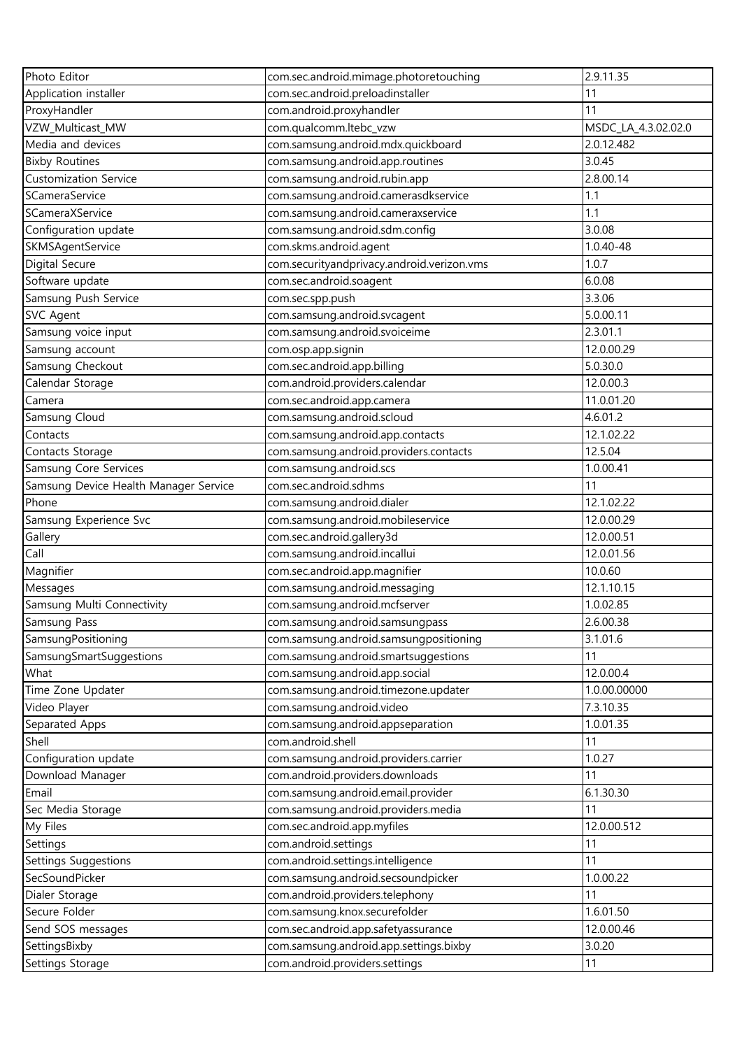| Photo Editor | com.sec.android.mimage.photoretouching | 2.9.11.35 |
|---|---|---|
| Application installer | com.sec.android.preloadinstaller | 11 |
| ProxyHandler | com.android.proxyhandler | 11 |
| VZW_Multicast_MW | com.qualcomm.ltebc_vzw | MSDC_LA_4.3.02.02.0 |
| Media and devices | com.samsung.android.mdx.quickboard | 2.0.12.482 |
| Bixby Routines | com.samsung.android.app.routines | 3.0.45 |
| Customization Service | com.samsung.android.rubin.app | 2.8.00.14 |
| SCameraService | com.samsung.android.camerasdkservice | 1.1 |
| SCameraXService | com.samsung.android.cameraxservice | 1.1 |
| Configuration update | com.samsung.android.sdm.config | 3.0.08 |
| SKMSAgentService | com.skms.android.agent | 1.0.40-48 |
| Digital Secure | com.securityandprivacy.android.verizon.vms | 1.0.7 |
| Software update | com.sec.android.soagent | 6.0.08 |
| Samsung Push Service | com.sec.spp.push | 3.3.06 |
| SVC Agent | com.samsung.android.svcagent | 5.0.00.11 |
| Samsung voice input | com.samsung.android.svoiceime | 2.3.01.1 |
| Samsung account | com.osp.app.signin | 12.0.00.29 |
| Samsung Checkout | com.sec.android.app.billing | 5.0.30.0 |
| Calendar Storage | com.android.providers.calendar | 12.0.00.3 |
| Camera | com.sec.android.app.camera | 11.0.01.20 |
| Samsung Cloud | com.samsung.android.scloud | 4.6.01.2 |
| Contacts | com.samsung.android.app.contacts | 12.1.02.22 |
| Contacts Storage | com.samsung.android.providers.contacts | 12.5.04 |
| Samsung Core Services | com.samsung.android.scs | 1.0.00.41 |
| Samsung Device Health Manager Service | com.sec.android.sdhms | 11 |
| Phone | com.samsung.android.dialer | 12.1.02.22 |
| Samsung Experience Svc | com.samsung.android.mobileservice | 12.0.00.29 |
| Gallery | com.sec.android.gallery3d | 12.0.00.51 |
| Call | com.samsung.android.incallui | 12.0.01.56 |
| Magnifier | com.sec.android.app.magnifier | 10.0.60 |
| Messages | com.samsung.android.messaging | 12.1.10.15 |
| Samsung Multi Connectivity | com.samsung.android.mcfserver | 1.0.02.85 |
| Samsung Pass | com.samsung.android.samsungpass | 2.6.00.38 |
| SamsungPositioning | com.samsung.android.samsungpositioning | 3.1.01.6 |
| SamsungSmartSuggestions | com.samsung.android.smartsuggestions | 11 |
| What | com.samsung.android.app.social | 12.0.00.4 |
| Time Zone Updater | com.samsung.android.timezone.updater | 1.0.00.00000 |
| Video Player | com.samsung.android.video | 7.3.10.35 |
| Separated Apps | com.samsung.android.appseparation | 1.0.01.35 |
| Shell | com.android.shell | 11 |
| Configuration update | com.samsung.android.providers.carrier | 1.0.27 |
| Download Manager | com.android.providers.downloads | 11 |
| Email | com.samsung.android.email.provider | 6.1.30.30 |
| Sec Media Storage | com.samsung.android.providers.media | 11 |
| My Files | com.sec.android.app.myfiles | 12.0.00.512 |
| Settings | com.android.settings | 11 |
| Settings Suggestions | com.android.settings.intelligence | 11 |
| SecSoundPicker | com.samsung.android.secsoundpicker | 1.0.00.22 |
| Dialer Storage | com.android.providers.telephony | 11 |
| Secure Folder | com.samsung.knox.securefolder | 1.6.01.50 |
| Send SOS messages | com.sec.android.app.safetyassurance | 12.0.00.46 |
| SettingsBixby | com.samsung.android.app.settings.bixby | 3.0.20 |
| Settings Storage | com.android.providers.settings | 11 |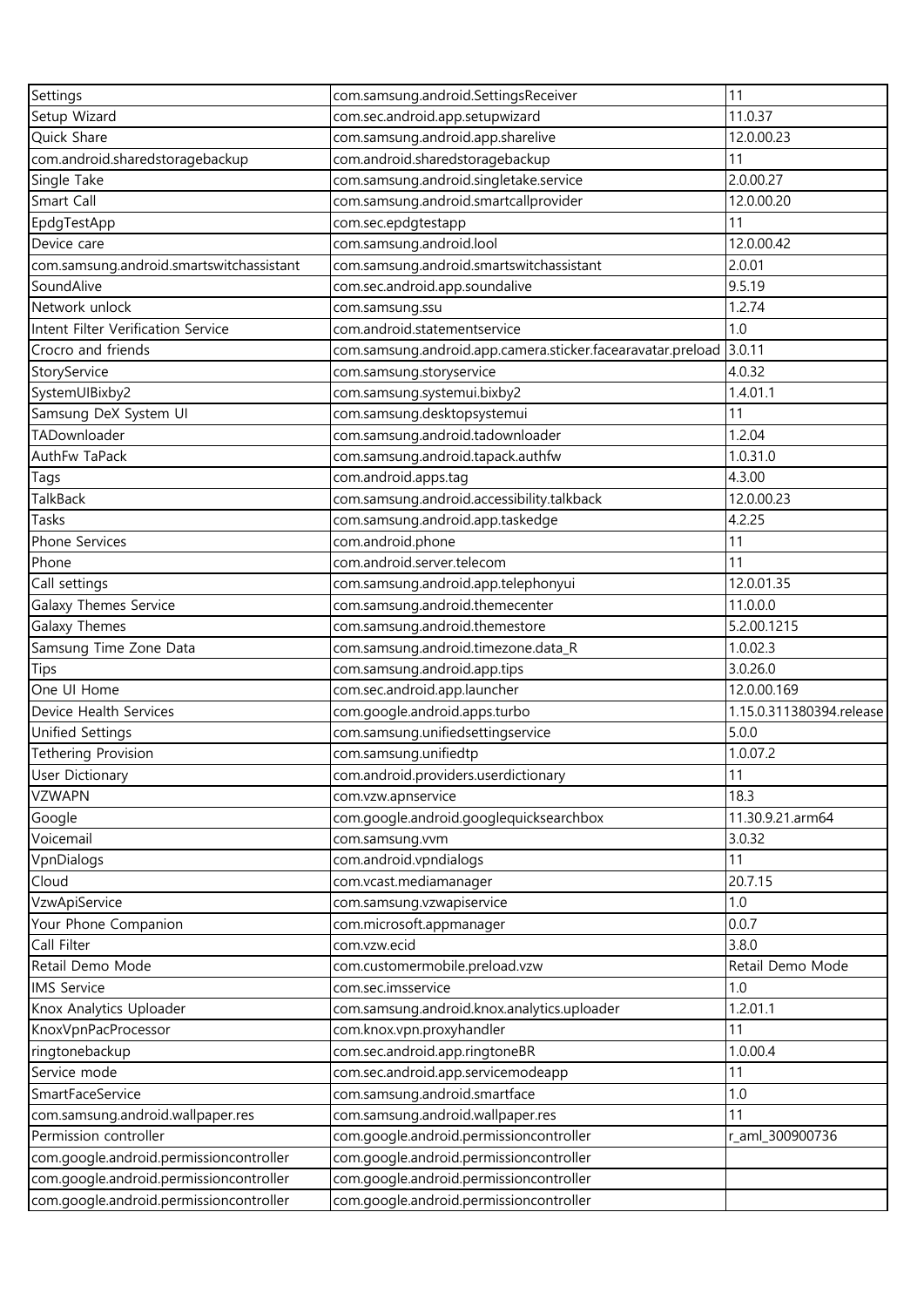| Settings | com.samsung.android.SettingsReceiver | 11 |
|---|---|---|
| Setup Wizard | com.sec.android.app.setupwizard | 11.0.37 |
| Quick Share | com.samsung.android.app.sharelive | 12.0.00.23 |
| com.android.sharedstoragebackup | com.android.sharedstoragebackup | 11 |
| Single Take | com.samsung.android.singletake.service | 2.0.00.27 |
| Smart Call | com.samsung.android.smartcallprovider | 12.0.00.20 |
| EpdgTestApp | com.sec.epdgtestapp | 11 |
| Device care | com.samsung.android.lool | 12.0.00.42 |
| com.samsung.android.smartswitchassistant | com.samsung.android.smartswitchassistant | 2.0.01 |
| SoundAlive | com.sec.android.app.soundalive | 9.5.19 |
| Network unlock | com.samsung.ssu | 1.2.74 |
| Intent Filter Verification Service | com.android.statementservice | 1.0 |
| Crocro and friends | com.samsung.android.app.camera.sticker.facearavatar.preload | 3.0.11 |
| StoryService | com.samsung.storyservice | 4.0.32 |
| SystemUIBixby2 | com.samsung.systemui.bixby2 | 1.4.01.1 |
| Samsung DeX System UI | com.samsung.desktopsystemui | 11 |
| TADownloader | com.samsung.android.tadownloader | 1.2.04 |
| AuthFw TaPack | com.samsung.android.tapack.authfw | 1.0.31.0 |
| Tags | com.android.apps.tag | 4.3.00 |
| TalkBack | com.samsung.android.accessibility.talkback | 12.0.00.23 |
| Tasks | com.samsung.android.app.taskedge | 4.2.25 |
| Phone Services | com.android.phone | 11 |
| Phone | com.android.server.telecom | 11 |
| Call settings | com.samsung.android.app.telephonyui | 12.0.01.35 |
| Galaxy Themes Service | com.samsung.android.themecenter | 11.0.0.0 |
| Galaxy Themes | com.samsung.android.themestore | 5.2.00.1215 |
| Samsung Time Zone Data | com.samsung.android.timezone.data_R | 1.0.02.3 |
| Tips | com.samsung.android.app.tips | 3.0.26.0 |
| One UI Home | com.sec.android.app.launcher | 12.0.00.169 |
| Device Health Services | com.google.android.apps.turbo | 1.15.0.311380394.release |
| Unified Settings | com.samsung.unifiedsettingservice | 5.0.0 |
| Tethering Provision | com.samsung.unifiedtp | 1.0.07.2 |
| User Dictionary | com.android.providers.userdictionary | 11 |
| VZWAPN | com.vzw.apnservice | 18.3 |
| Google | com.google.android.googlequicksearchbox | 11.30.9.21.arm64 |
| Voicemail | com.samsung.vvm | 3.0.32 |
| VpnDialogs | com.android.vpndialogs | 11 |
| Cloud | com.vcast.mediamanager | 20.7.15 |
| VzwApiService | com.samsung.vzwapiservice | 1.0 |
| Your Phone Companion | com.microsoft.appmanager | 0.0.7 |
| Call Filter | com.vzw.ecid | 3.8.0 |
| Retail Demo Mode | com.customermobile.preload.vzw | Retail Demo Mode |
| IMS Service | com.sec.imsservice | 1.0 |
| Knox Analytics Uploader | com.samsung.android.knox.analytics.uploader | 1.2.01.1 |
| KnoxVpnPacProcessor | com.knox.vpn.proxyhandler | 11 |
| ringtonebackup | com.sec.android.app.ringtoneBR | 1.0.00.4 |
| Service mode | com.sec.android.app.servicemodeapp | 11 |
| SmartFaceService | com.samsung.android.smartface | 1.0 |
| com.samsung.android.wallpaper.res | com.samsung.android.wallpaper.res | 11 |
| Permission controller | com.google.android.permissioncontroller | r_aml_300900736 |
| com.google.android.permissioncontroller | com.google.android.permissioncontroller | |
| com.google.android.permissioncontroller | com.google.android.permissioncontroller | |
| com.google.android.permissioncontroller | com.google.android.permissioncontroller | |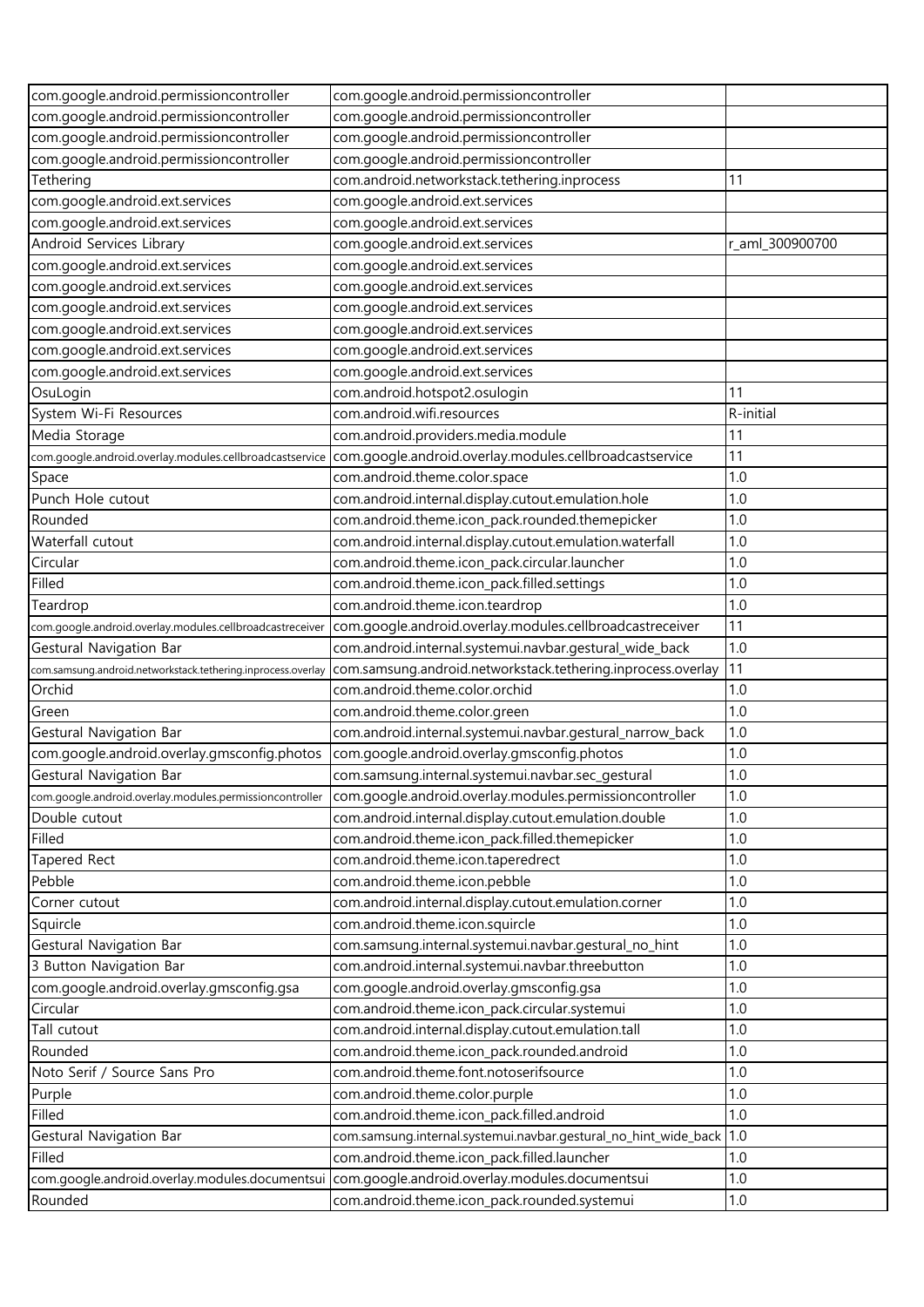| com.google.android.permissioncontroller | com.google.android.permissioncontroller | |
|---|---|---|
| com.google.android.permissioncontroller | com.google.android.permissioncontroller | |
| com.google.android.permissioncontroller | com.google.android.permissioncontroller | |
| com.google.android.permissioncontroller | com.google.android.permissioncontroller | |
| Tethering | com.android.networkstack.tethering.inprocess | 11 |
| com.google.android.ext.services | com.google.android.ext.services | |
| com.google.android.ext.services | com.google.android.ext.services | |
| Android Services Library | com.google.android.ext.services | r_aml_300900700 |
| com.google.android.ext.services | com.google.android.ext.services | |
| com.google.android.ext.services | com.google.android.ext.services | |
| com.google.android.ext.services | com.google.android.ext.services | |
| com.google.android.ext.services | com.google.android.ext.services | |
| com.google.android.ext.services | com.google.android.ext.services | |
| com.google.android.ext.services | com.google.android.ext.services | |
| OsuLogin | com.android.hotspot2.osulogin | 11 |
| System Wi-Fi Resources | com.android.wifi.resources | R-initial |
| Media Storage | com.android.providers.media.module | 11 |
| com.google.android.overlay.modules.cellbroadcastservice | com.google.android.overlay.modules.cellbroadcastservice | 11 |
| Space | com.android.theme.color.space | 1.0 |
| Punch Hole cutout | com.android.internal.display.cutout.emulation.hole | 1.0 |
| Rounded | com.android.theme.icon_pack.rounded.themepicker | 1.0 |
| Waterfall cutout | com.android.internal.display.cutout.emulation.waterfall | 1.0 |
| Circular | com.android.theme.icon_pack.circular.launcher | 1.0 |
| Filled | com.android.theme.icon_pack.filled.settings | 1.0 |
| Teardrop | com.android.theme.icon.teardrop | 1.0 |
| com.google.android.overlay.modules.cellbroadcastreceiver | com.google.android.overlay.modules.cellbroadcastreceiver | 11 |
| Gestural Navigation Bar | com.android.internal.systemui.navbar.gestural_wide_back | 1.0 |
| com.samsung.android.networkstack.tethering.inprocess.overlay | com.samsung.android.networkstack.tethering.inprocess.overlay | 11 |
| Orchid | com.android.theme.color.orchid | 1.0 |
| Green | com.android.theme.color.green | 1.0 |
| Gestural Navigation Bar | com.android.internal.systemui.navbar.gestural_narrow_back | 1.0 |
| com.google.android.overlay.gmsconfig.photos | com.google.android.overlay.gmsconfig.photos | 1.0 |
| Gestural Navigation Bar | com.samsung.internal.systemui.navbar.sec_gestural | 1.0 |
| com.google.android.overlay.modules.permissioncontroller | com.google.android.overlay.modules.permissioncontroller | 1.0 |
| Double cutout | com.android.internal.display.cutout.emulation.double | 1.0 |
| Filled | com.android.theme.icon_pack.filled.themepicker | 1.0 |
| Tapered Rect | com.android.theme.icon.taperedrect | 1.0 |
| Pebble | com.android.theme.icon.pebble | 1.0 |
| Corner cutout | com.android.internal.display.cutout.emulation.corner | 1.0 |
| Squircle | com.android.theme.icon.squircle | 1.0 |
| Gestural Navigation Bar | com.samsung.internal.systemui.navbar.gestural_no_hint | 1.0 |
| 3 Button Navigation Bar | com.android.internal.systemui.navbar.threebutton | 1.0 |
| com.google.android.overlay.gmsconfig.gsa | com.google.android.overlay.gmsconfig.gsa | 1.0 |
| Circular | com.android.theme.icon_pack.circular.systemui | 1.0 |
| Tall cutout | com.android.internal.display.cutout.emulation.tall | 1.0 |
| Rounded | com.android.theme.icon_pack.rounded.android | 1.0 |
| Noto Serif / Source Sans Pro | com.android.theme.font.notoserifsource | 1.0 |
| Purple | com.android.theme.color.purple | 1.0 |
| Filled | com.android.theme.icon_pack.filled.android | 1.0 |
| Gestural Navigation Bar | com.samsung.internal.systemui.navbar.gestural_no_hint_wide_back | 1.0 |
| Filled | com.android.theme.icon_pack.filled.launcher | 1.0 |
| com.google.android.overlay.modules.documentsui | com.google.android.overlay.modules.documentsui | 1.0 |
| Rounded | com.android.theme.icon_pack.rounded.systemui | 1.0 |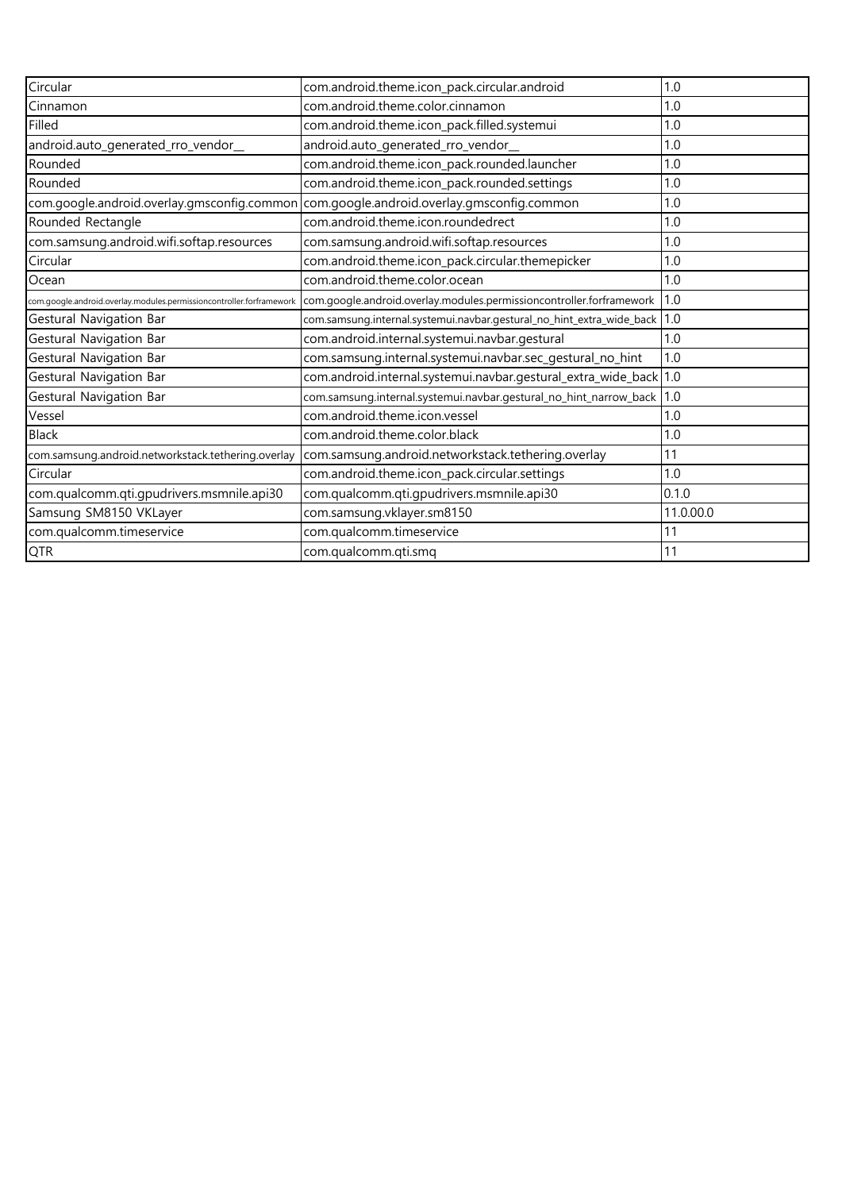| | | |
|---|---|---|
| Circular | com.android.theme.icon_pack.circular.android | 1.0 |
| Cinnamon | com.android.theme.color.cinnamon | 1.0 |
| Filled | com.android.theme.icon_pack.filled.systemui | 1.0 |
| android.auto_generated_rro_vendor__ | android.auto_generated_rro_vendor__ | 1.0 |
| Rounded | com.android.theme.icon_pack.rounded.launcher | 1.0 |
| Rounded | com.android.theme.icon_pack.rounded.settings | 1.0 |
| com.google.android.overlay.gmsconfig.common | com.google.android.overlay.gmsconfig.common | 1.0 |
| Rounded Rectangle | com.android.theme.icon.roundedrect | 1.0 |
| com.samsung.android.wifi.softap.resources | com.samsung.android.wifi.softap.resources | 1.0 |
| Circular | com.android.theme.icon_pack.circular.themepicker | 1.0 |
| Ocean | com.android.theme.color.ocean | 1.0 |
| com.google.android.overlay.modules.permissioncontroller.forframework | com.google.android.overlay.modules.permissioncontroller.forframework | 1.0 |
| Gestural Navigation Bar | com.samsung.internal.systemui.navbar.gestural_no_hint_extra_wide_back | 1.0 |
| Gestural Navigation Bar | com.android.internal.systemui.navbar.gestural | 1.0 |
| Gestural Navigation Bar | com.samsung.internal.systemui.navbar.sec_gestural_no_hint | 1.0 |
| Gestural Navigation Bar | com.android.internal.systemui.navbar.gestural_extra_wide_back | 1.0 |
| Gestural Navigation Bar | com.samsung.internal.systemui.navbar.gestural_no_hint_narrow_back | 1.0 |
| Vessel | com.android.theme.icon.vessel | 1.0 |
| Black | com.android.theme.color.black | 1.0 |
| com.samsung.android.networkstack.tethering.overlay | com.samsung.android.networkstack.tethering.overlay | 11 |
| Circular | com.android.theme.icon_pack.circular.settings | 1.0 |
| com.qualcomm.qti.gpudrivers.msmnile.api30 | com.qualcomm.qti.gpudrivers.msmnile.api30 | 0.1.0 |
| Samsung SM8150 VKLayer | com.samsung.vklayer.sm8150 | 11.0.00.0 |
| com.qualcomm.timeservice | com.qualcomm.timeservice | 11 |
| QTR | com.qualcomm.qti.smq | 11 |